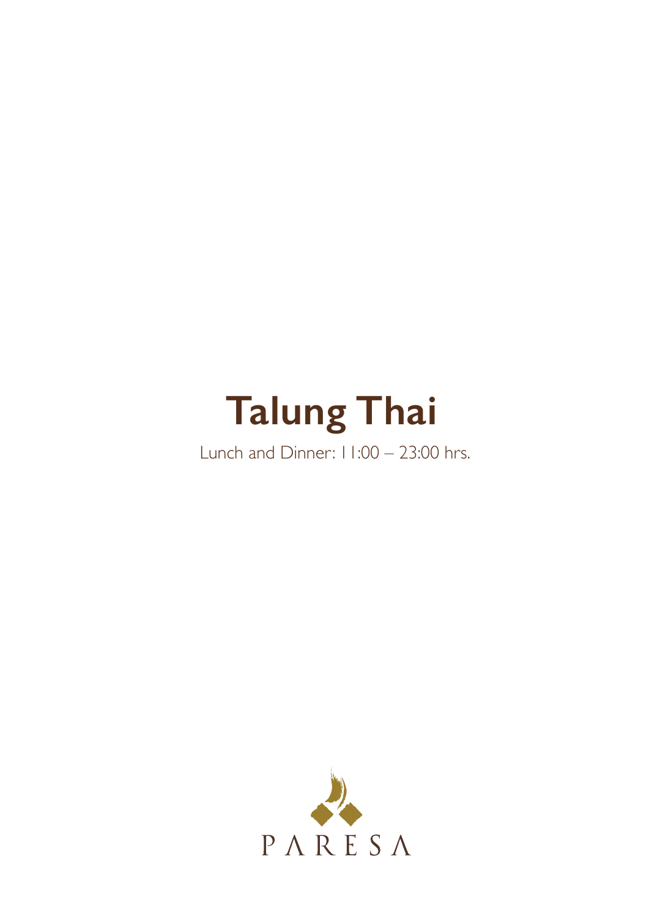# Talung Thai

Lunch and Dinner: 11:00 – 23:00 hrs.

PARESA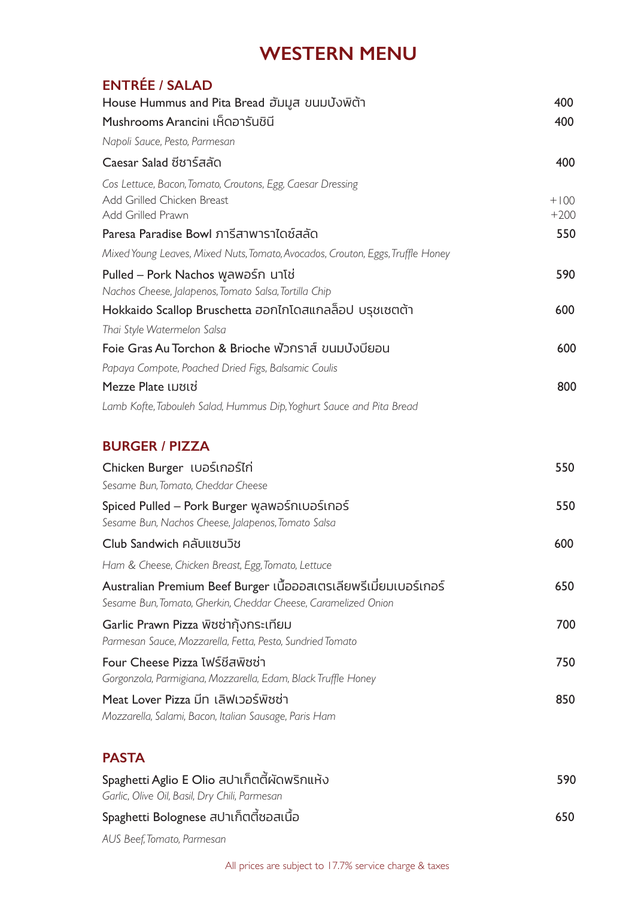# WESTERN MENU

## ENTRÉE / SALAD

House Hummus and Pita Bread ฮัมมูส ขนมปังพิต้า — 400

Mushrooms Arancini เห็ดอารันชินี — 400
*Napoli Sauce, Pesto, Parmesan*

Caesar Salad ซีซาร์สลัด — 400
*Cos Lettuce, Bacon, Tomato, Croutons, Egg, Caesar Dressing*
Add Grilled Chicken Breast — +100
Add Grilled Prawn — +200

Paresa Paradise Bowl ภารีสาพาราไดซ์สลัด — 550
*Mixed Young Leaves, Mixed Nuts, Tomato, Avocados, Crouton, Eggs, Truffle Honey*

Pulled – Pork Nachos พูลพอร์ก นาโช่ — 590
*Nachos Cheese, Jalapenos, Tomato Salsa, Tortilla Chip*

Hokkaido Scallop Bruschetta ฮอกไกโดสแกลล็อป บรุชเชตต้า — 600
*Thai Style Watermelon Salsa*

Foie Gras Au Torchon & Brioche ฟัวกราส์ ขนมปังบียอน — 600
*Papaya Compote, Poached Dried Figs, Balsamic Coulis*

Mezze Plate เมซเซ่ — 800
*Lamb Kofte, Tabouleh Salad, Hummus Dip, Yoghurt Sauce and Pita Bread*

## BURGER / PIZZA

Chicken Burger เบอร์เกอร์ไก่ — 550
*Sesame Bun, Tomato, Cheddar Cheese*

Spiced Pulled – Pork Burger พูลพอร์กเบอร์เกอร์ — 550
*Sesame Bun, Nachos Cheese, Jalapenos, Tomato Salsa*

Club Sandwich คลับแซนวิช — 600
*Ham & Cheese, Chicken Breast, Egg, Tomato, Lettuce*

Australian Premium Beef Burger เนื้อออสเตรเลียพรีเมี่ยมเบอร์เกอร์ — 650
*Sesame Bun, Tomato, Gherkin, Cheddar Cheese, Caramelized Onion*

Garlic Prawn Pizza พิซซ่ากุ้งกระเทียม — 700
*Parmesan Sauce, Mozzarella, Fetta, Pesto, Sundried Tomato*

Four Cheese Pizza โฟร์ชีสพิซซ่า — 750
*Gorgonzola, Parmigiana, Mozzarella, Edam, Black Truffle Honey*

Meat Lover Pizza มีท เลิฟเวอร์พิซซ่า — 850
*Mozzarella, Salami, Bacon, Italian Sausage, Paris Ham*

## PASTA

Spaghetti Aglio E Olio สปาเก็ตตี้ผัดพริกแห้ง — 590
*Garlic, Olive Oil, Basil, Dry Chili, Parmesan*

Spaghetti Bolognese สปาเก็ตตี้ซอสเนื้อ — 650
*AUS Beef, Tomato, Parmesan*

All prices are subject to 17.7% service charge & taxes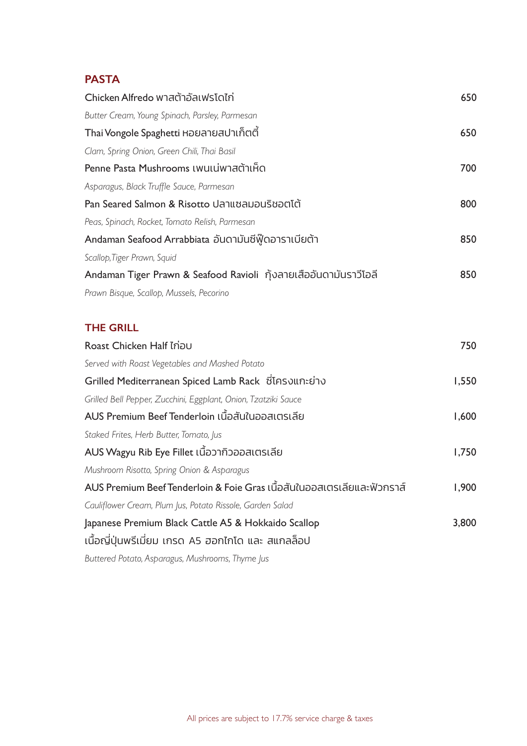## PASTA

| | |
|---|---|
| Chicken Alfredo พาสต้าอัลเฟรโดไก่ | 650 |
| *Butter Cream, Young Spinach, Parsley, Parmesan* | |
| Thai Vongole Spaghetti หอยลายสปาเก็ตตี้ | 650 |
| *Clam, Spring Onion, Green Chili, Thai Basil* | |
| Penne Pasta Mushrooms เพนเน่พาสต้าเห็ด | 700 |
| *Asparagus, Black Truffle Sauce, Parmesan* | |
| Pan Seared Salmon & Risotto ปลาแซลมอนริซอตโต้ | 800 |
| *Peas, Spinach, Rocket, Tomato Relish, Parmesan* | |
| Andaman Seafood Arrabbiata อันดามันซีฟู๊ดอาราเบียต้า | 850 |
| *Scallop,Tiger Prawn, Squid* | |
| Andaman Tiger Prawn & Seafood Ravioli กุ้งลายเสืออันดามันราวีโอลี | 850 |
| *Prawn Bisque, Scallop, Mussels, Pecorino* | |

## THE GRILL

| | |
|---|---|
| Roast Chicken Half ไก่อบ | 750 |
| *Served with Roast Vegetables and Mashed Potato* | |
| Grilled Mediterranean Spiced Lamb Rack ซี่โครงแกะย่าง | 1,550 |
| *Grilled Bell Pepper, Zucchini, Eggplant, Onion, Tzatziki Sauce* | |
| AUS Premium Beef Tenderloin เนื้อสันในออสเตรเลีย | 1,600 |
| *Staked Frites, Herb Butter, Tomato, Jus* | |
| AUS Wagyu Rib Eye Fillet เนื้อวากิวออสเตรเลีย | 1,750 |
| *Mushroom Risotto, Spring Onion & Asparagus* | |
| AUS Premium Beef Tenderloin & Foie Gras เนื้อสันในออสเตรเลียและฟัวกราส์ | 1,900 |
| *Cauliflower Cream, Plum Jus, Potato Rissole, Garden Salad* | |
| Japanese Premium Black Cattle A5 & Hokkaido Scallop เนื้อญี่ปุ่นพรีเมี่ยม เกรด A5 ฮอกไกโด และ สแกลล็อป | 3,800 |
| *Buttered Potato, Asparagus, Mushrooms, Thyme Jus* | |

All prices are subject to 17.7% service charge & taxes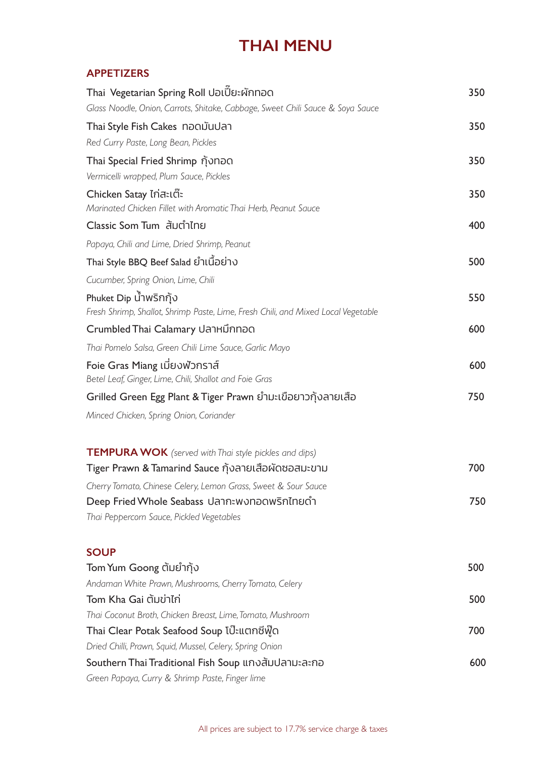# THAI MENU

## APPETIZERS

**Thai Vegetarian Spring Roll ปอเปี๊ยะผักทอด** — 350
*Glass Noodle, Onion, Carrots, Shitake, Cabbage, Sweet Chili Sauce & Soya Sauce*

**Thai Style Fish Cakes ทอดมันปลา** — 350
*Red Curry Paste, Long Bean, Pickles*

**Thai Special Fried Shrimp กุ้งทอด** — 350
*Vermicelli wrapped, Plum Sauce, Pickles*

**Chicken Satay ไก่สะเต๊ะ** — 350
*Marinated Chicken Fillet with Aromatic Thai Herb, Peanut Sauce*

**Classic Som Tum ส้มตำไทย** — 400
*Papaya, Chili and Lime, Dried Shrimp, Peanut*

**Thai Style BBQ Beef Salad ยำเนื้อย่าง** — 500
*Cucumber, Spring Onion, Lime, Chili*

**Phuket Dip น้ำพริกกุ้ง** — 550
*Fresh Shrimp, Shallot, Shrimp Paste, Lime, Fresh Chili, and Mixed Local Vegetable*

**Crumbled Thai Calamary ปลาหมึกทอด** — 600
*Thai Pomelo Salsa, Green Chili Lime Sauce, Garlic Mayo*

**Foie Gras Miang เมี่ยงฟัวกราส์** — 600
*Betel Leaf, Ginger, Lime, Chili, Shallot and Foie Gras*

**Grilled Green Egg Plant & Tiger Prawn ยำมะเขือยาวกุ้งลายเสือ** — 750
*Minced Chicken, Spring Onion, Coriander*

## TEMPURA WOK *(served with Thai style pickles and dips)*

**Tiger Prawn & Tamarind Sauce กุ้งลายเสือผัดซอสมะขาม** — 700
*Cherry Tomato, Chinese Celery, Lemon Grass, Sweet & Sour Sauce*

**Deep Fried Whole Seabass ปลากะพงทอดพริกไทยดำ** — 750
*Thai Peppercorn Sauce, Pickled Vegetables*

## SOUP

**Tom Yum Goong ต้มยำกุ้ง** — 500
*Andaman White Prawn, Mushrooms, Cherry Tomato, Celery*

**Tom Kha Gai ต้มข่าไก่** — 500
*Thai Coconut Broth, Chicken Breast, Lime, Tomato, Mushroom*

**Thai Clear Potak Seafood Soup โป๊ะแตกซีฟู้ด** — 700
*Dried Chilli, Prawn, Squid, Mussel, Celery, Spring Onion*

**Southern Thai Traditional Fish Soup แกงส้มปลามะละกอ** — 600
*Green Papaya, Curry & Shrimp Paste, Finger lime*

All prices are subject to 17.7% service charge & taxes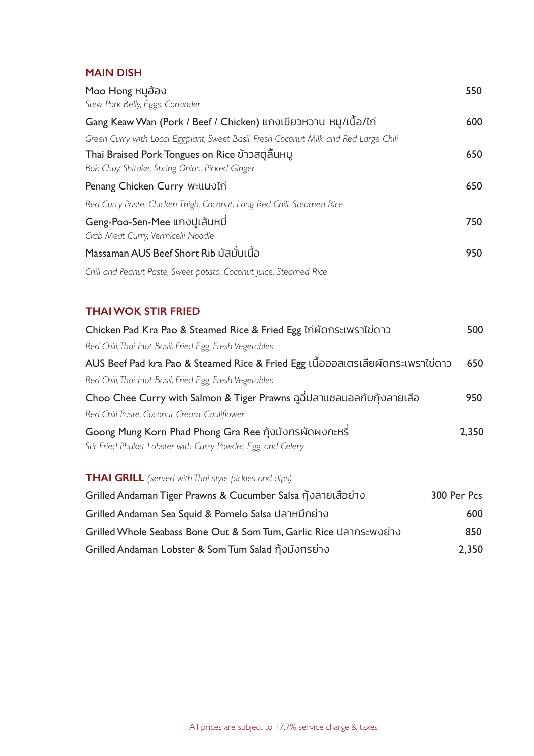## MAIN DISH

| Dish | Price |
|---|---|
| Moo Hong หมูฮ้อง<br>*Stew Pork Belly, Eggs, Coriander* | 550 |
| Gang Keaw Wan (Pork / Beef / Chicken) แกงเขียวหวาน หมู/เนื้อ/ไก่<br>*Green Curry with Local Eggplant, Sweet Basil, Fresh Coconut Milk and Red Large Chili* | 600 |
| Thai Braised Pork Tongues on Rice ข้าวสตูลิ้นหมู<br>*Bok Choy, Shitake, Spring Onion, Picked Ginger* | 650 |
| Penang Chicken Curry พะแนงไก่<br>*Red Curry Paste, Chicken Thigh, Coconut, Long Red Chili, Steamed Rice* | 650 |
| Geng-Poo-Sen-Mee แกงปูเส้นหมี่<br>*Crab Meat Curry, Vermicelli Noodle* | 750 |
| Massaman AUS Beef Short Rib มัสมั่นเนื้อ<br>*Chili and Peanut Paste, Sweet potato, Coconut Juice, Steamed Rice* | 950 |

## THAI WOK STIR FRIED

| Dish | Price |
|---|---|
| Chicken Pad Kra Pao & Steamed Rice & Fried Egg ไก่ผัดกระเพราไข่ดาว<br>*Red Chili, Thai Hot Basil, Fried Egg, Fresh Vegetables* | 500 |
| AUS Beef Pad kra Pao & Steamed Rice & Fried Egg เนื้อออสเตรเลียผัดกระเพราไข่ดาว<br>*Red Chili, Thai Hot Basil, Fried Egg, Fresh Vegetables* | 650 |
| Choo Chee Curry with Salmon & Tiger Prawns ฉู่ฉี่ปลาแซลมอลกับกุ้งลายเสือ<br>*Red Chili Paste, Coconut Cream, Cauliflower* | 950 |
| Goong Mung Korn Phad Phong Gra Ree กุ้งมังกรผัดผงกะหรี่<br>*Stir Fried Phuket Lobster with Curry Powder, Egg, and Celery* | 2,350 |

## THAI GRILL *(served with Thai style pickles and dips)*

| Dish | Price |
|---|---|
| Grilled Andaman Tiger Prawns & Cucumber Salsa กุ้งลายเสือย่าง | 300 Per Pcs |
| Grilled Andaman Sea Squid & Pomelo Salsa ปลาหมึกย่าง | 600 |
| Grilled Whole Seabass Bone Out & Som Tum, Garlic Rice ปลากระพงย่าง | 850 |
| Grilled Andaman Lobster & Som Tum Salad กุ้งมังกรย่าง | 2,350 |

All prices are subject to 17.7% service charge & taxes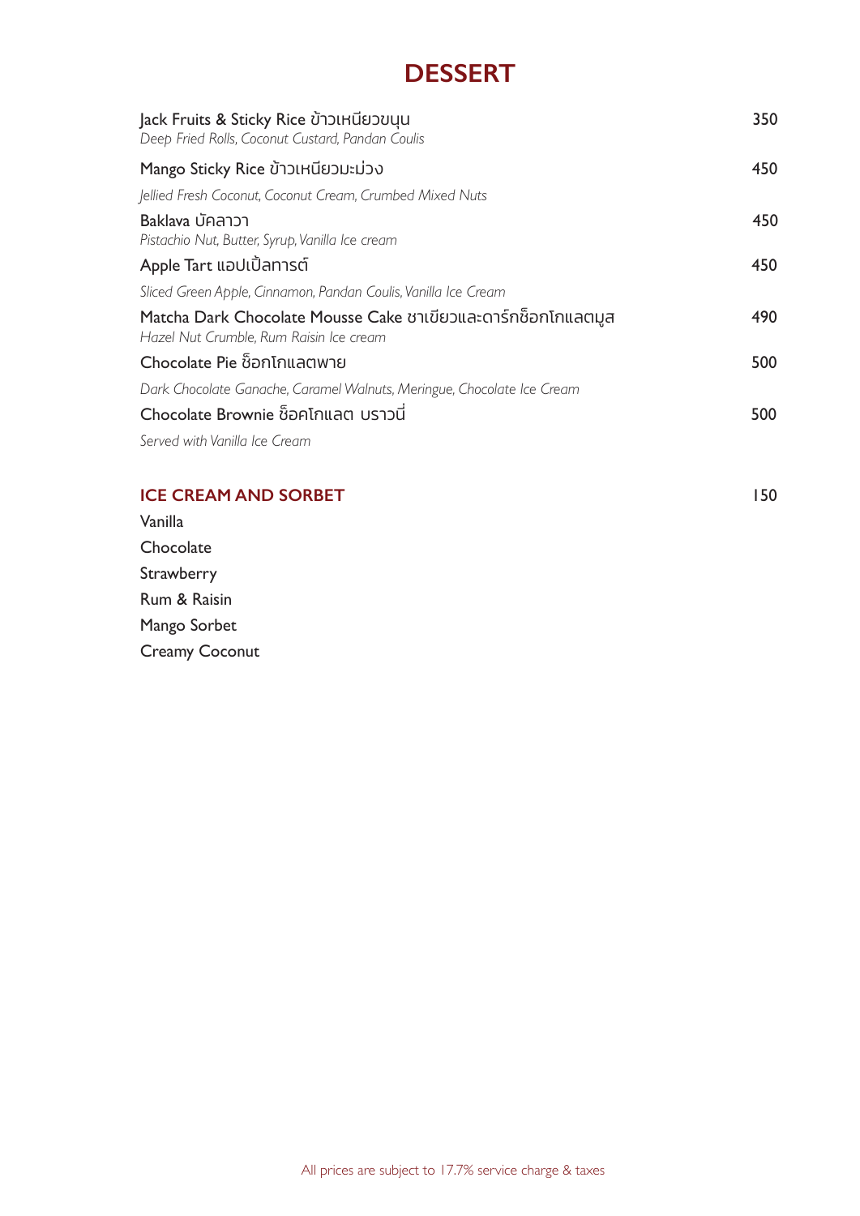# DESSERT

| | |
|---|---|
| Jack Fruits & Sticky Rice ข้าวเหนียวขนุน<br>*Deep Fried Rolls, Coconut Custard, Pandan Coulis* | 350 |
| Mango Sticky Rice ข้าวเหนียวมะม่วง<br>*Jellied Fresh Coconut, Coconut Cream, Crumbed Mixed Nuts* | 450 |
| Baklava บัคลาวา<br>*Pistachio Nut, Butter, Syrup, Vanilla Ice cream* | 450 |
| Apple Tart แอปเปิ้ลทารต์<br>*Sliced Green Apple, Cinnamon, Pandan Coulis, Vanilla Ice Cream* | 450 |
| Matcha Dark Chocolate Mousse Cake ชาเขียวและดาร์กช็อกโกแลตมูส<br>*Hazel Nut Crumble, Rum Raisin Ice cream* | 490 |
| Chocolate Pie ช็อกโกแลตพาย<br>*Dark Chocolate Ganache, Caramel Walnuts, Meringue, Chocolate Ice Cream* | 500 |
| Chocolate Brownie ช็อคโกแลต บราวนี่<br>*Served with Vanilla Ice Cream* | 500 |

## ICE CREAM AND SORBET — 150

Vanilla
Chocolate
Strawberry
Rum & Raisin
Mango Sorbet
Creamy Coconut

All prices are subject to 17.7% service charge & taxes